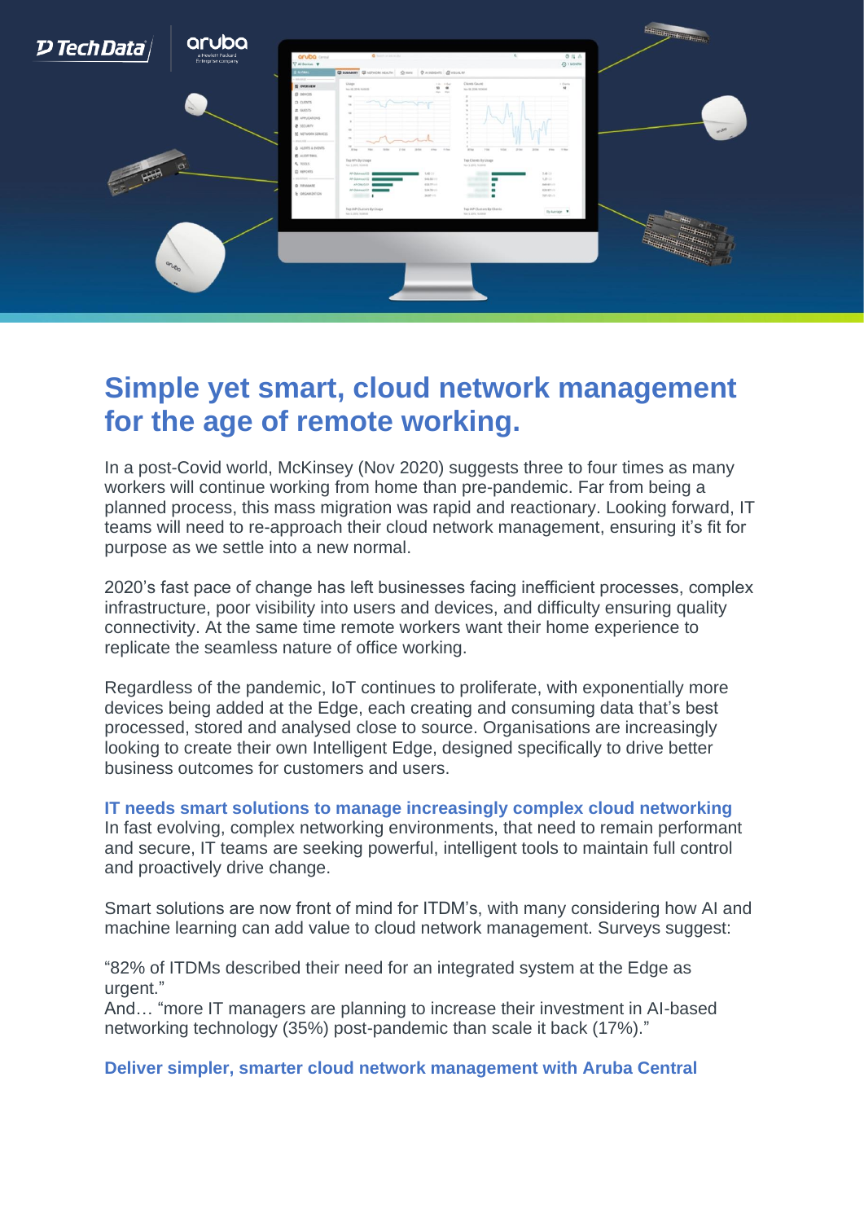# Simple yet smart, cloud network management for the age of remote working.

In a post-Covid world, McKinsey (Nov 2020) suggests three to four times as many workers will continue working from home than pre-pandemic. Far from being a planned process, this mass migration was rapid and reactionary. Looking forward, IT teams will need to re-approach their cloud network management, ensuring it's fit for purpose as we settle into a new normal.

2020's fast pace of change has left businesses facing inefficient processes, complex infrastructure, poor visibility into users and devices, and difficulty ensuring quality connectivity. At the same time remote workers want their home experience to replicate the seamless nature of office working.

Regardless of the pandemic, IoT continues to proliferate, with exponentially more devices being added at the Edge, each creating and consuming data that's best processed, stored and analysed close to source. Organisations are increasingly looking to create their own Intelligent Edge, designed specifically to drive better business outcomes for customers and users.

### IT needs smart solutions to manage increasingly complex cloud networking

In fast evolving, complex networking environments, that need to remain performant and secure, IT teams are seeking powerful, intelligent tools to maintain full control and proactively drive change.

Smart solutions are now front of mind for ITDM's, with many considering how AI and machine learning can add value to cloud network management. Surveys suggest:

"82% of ITDMs described their need for an integrated system at the Edge as urgent."
And… "more IT managers are planning to increase their investment in AI-based networking technology (35%) post-pandemic than scale it back (17%)."

### Deliver simpler, smarter cloud network management with Aruba Central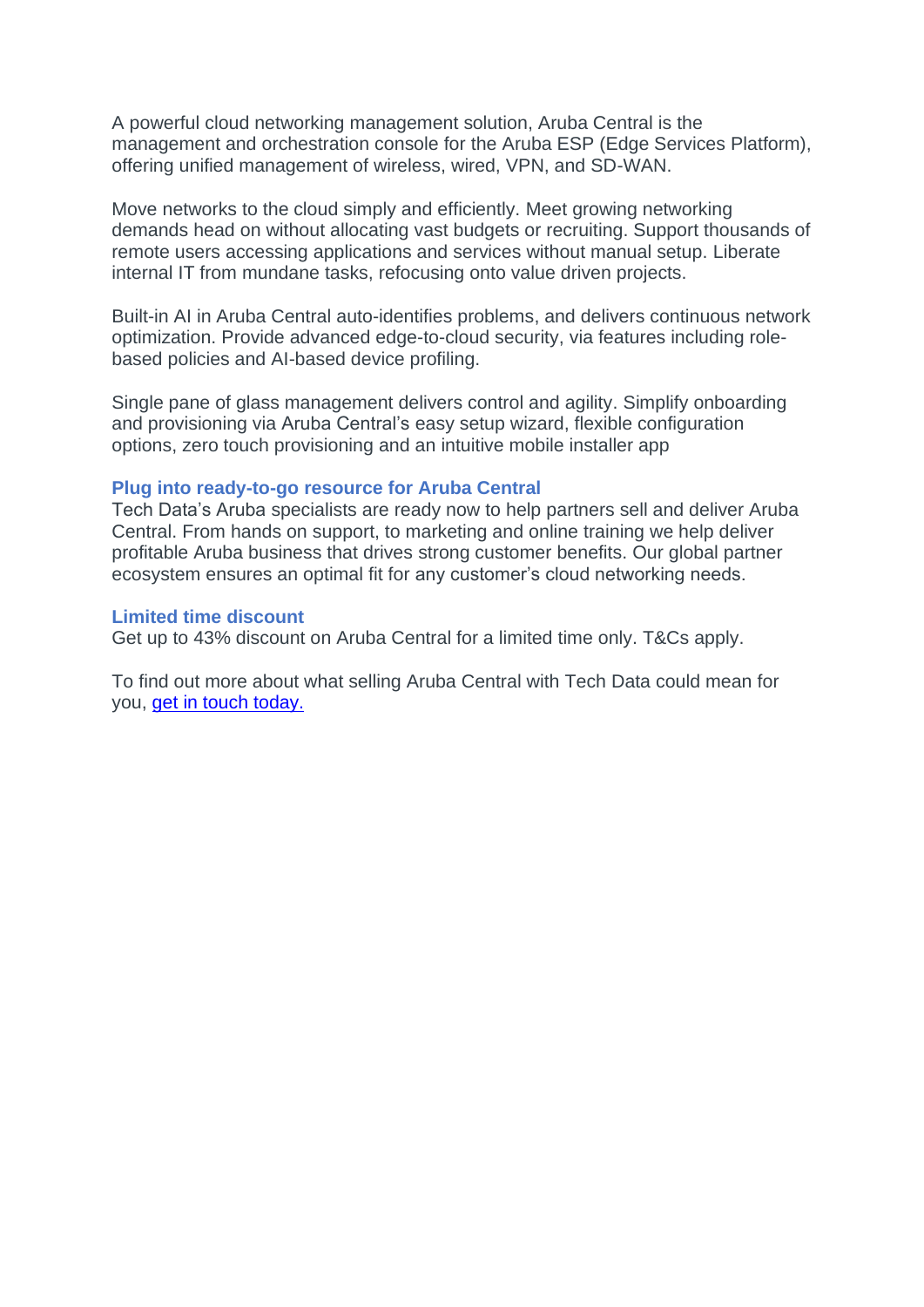A powerful cloud networking management solution, Aruba Central is the management and orchestration console for the Aruba ESP (Edge Services Platform), offering unified management of wireless, wired, VPN, and SD-WAN.

Move networks to the cloud simply and efficiently. Meet growing networking demands head on without allocating vast budgets or recruiting. Support thousands of remote users accessing applications and services without manual setup. Liberate internal IT from mundane tasks, refocusing onto value driven projects.

Built-in AI in Aruba Central auto-identifies problems, and delivers continuous network optimization. Provide advanced edge-to-cloud security, via features including role-based policies and AI-based device profiling.

Single pane of glass management delivers control and agility. Simplify onboarding and provisioning via Aruba Central's easy setup wizard, flexible configuration options, zero touch provisioning and an intuitive mobile installer app

### Plug into ready-to-go resource for Aruba Central

Tech Data's Aruba specialists are ready now to help partners sell and deliver Aruba Central. From hands on support, to marketing and online training we help deliver profitable Aruba business that drives strong customer benefits. Our global partner ecosystem ensures an optimal fit for any customer's cloud networking needs.

### Limited time discount

Get up to 43% discount on Aruba Central for a limited time only. T&Cs apply.

To find out more about what selling Aruba Central with Tech Data could mean for you, get in touch today.